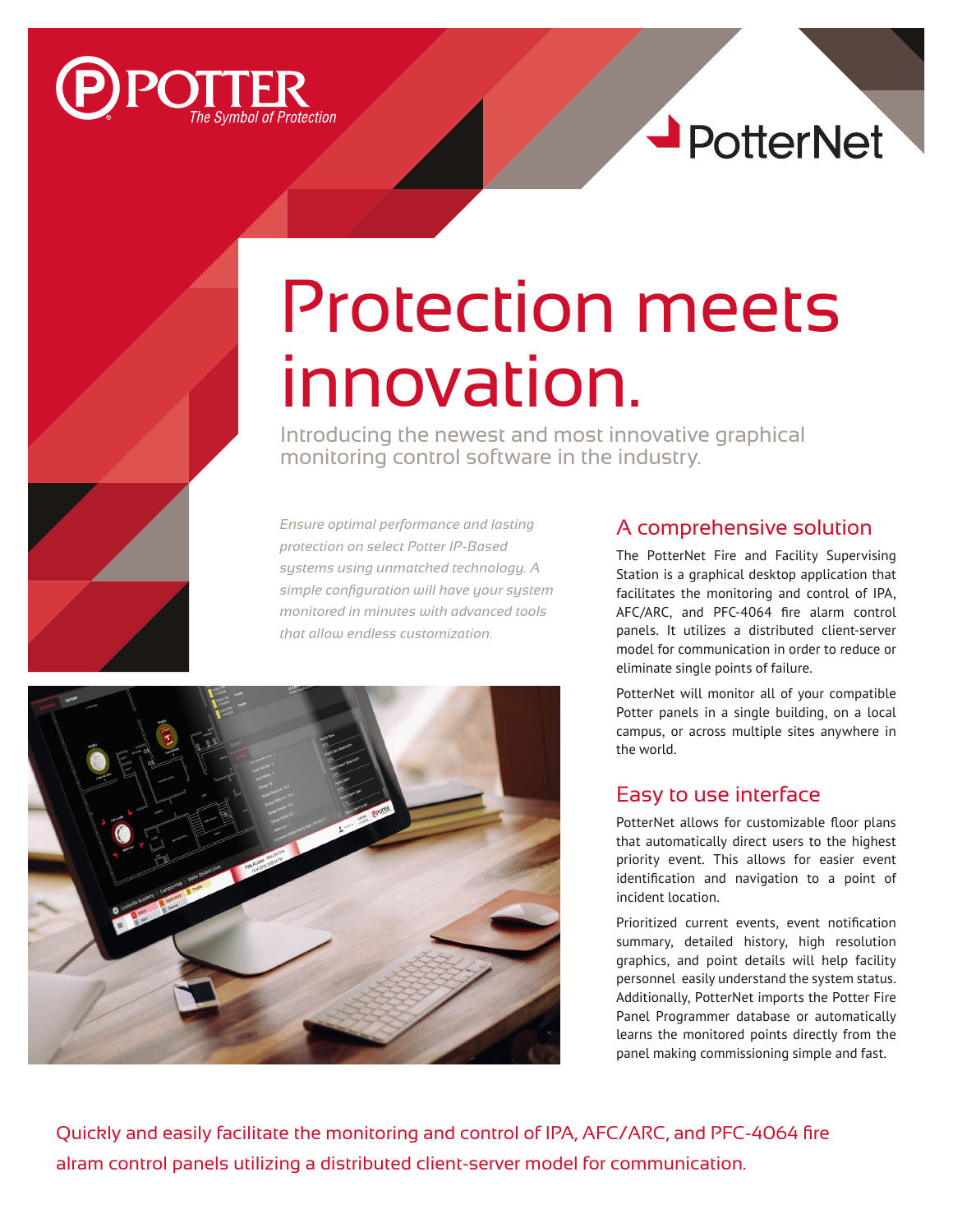POTTER
The Symbol of Protection

PotterNet

# Protection meets innovation.

Introducing the newest and most innovative graphical monitoring control software in the industry.

*Ensure optimal performance and lasting protection on select Potter IP-Based systems using unmatched technology. A simple configuration will have your system monitored in minutes with advanced tools that allow endless customization.*

## A comprehensive solution

The PotterNet Fire and Facility Supervising Station is a graphical desktop application that facilitates the monitoring and control of IPA, AFC/ARC, and PFC-4064 fire alarm control panels. It utilizes a distributed client-server model for communication in order to reduce or eliminate single points of failure.

PotterNet will monitor all of your compatible Potter panels in a single building, on a local campus, or across multiple sites anywhere in the world.

## Easy to use interface

PotterNet allows for customizable floor plans that automatically direct users to the highest priority event. This allows for easier event identification and navigation to a point of incident location.

Prioritized current events, event notification summary, detailed history, high resolution graphics, and point details will help facility personnel easily understand the system status. Additionally, PotterNet imports the Potter Fire Panel Programmer database or automatically learns the monitored points directly from the panel making commissioning simple and fast.

Quickly and easily facilitate the monitoring and control of IPA, AFC/ARC, and PFC-4064 fire alram control panels utilizing a distributed client-server model for communication.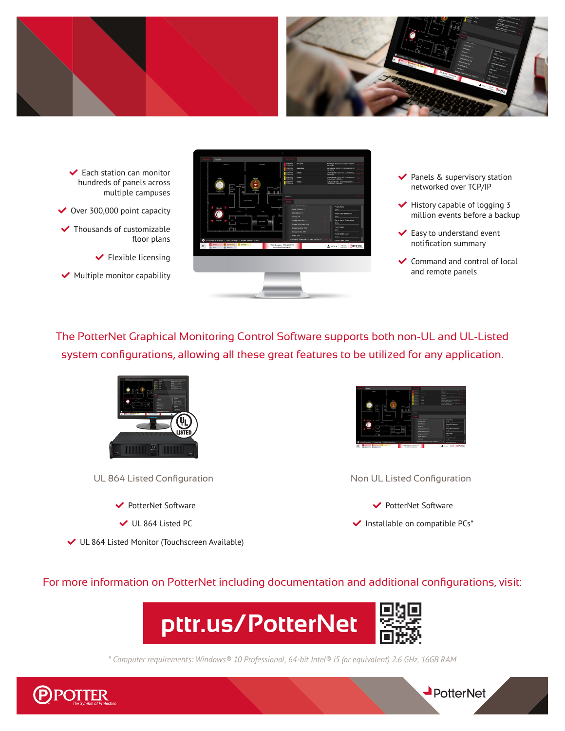- Each station can monitor hundreds of panels across multiple campuses
- Over 300,000 point capacity
- Thousands of customizable floor plans
- Flexible licensing
- Multiple monitor capability

- Panels & supervisory station networked over TCP/IP
- History capable of logging 3 million events before a backup
- Easy to understand event notification summary
- Command and control of local and remote panels

## The PotterNet Graphical Monitoring Control Software supports both non-UL and UL-Listed system configurations, allowing all these great features to be utilized for any application.

### UL 864 Listed Configuration

- PotterNet Software
- UL 864 Listed PC
- UL 864 Listed Monitor (Touchscreen Available)

### Non UL Listed Configuration

- PotterNet Software
- Installable on compatible PCs*

## For more information on PotterNet including documentation and additional configurations, visit:

**pttr.us/PotterNet**

*\* Computer requirements: Windows® 10 Professional, 64-bit Intel® i5 (or equivalent) 2.6 GHz, 16GB RAM*

POTTER The Symbol of Protection

PotterNet